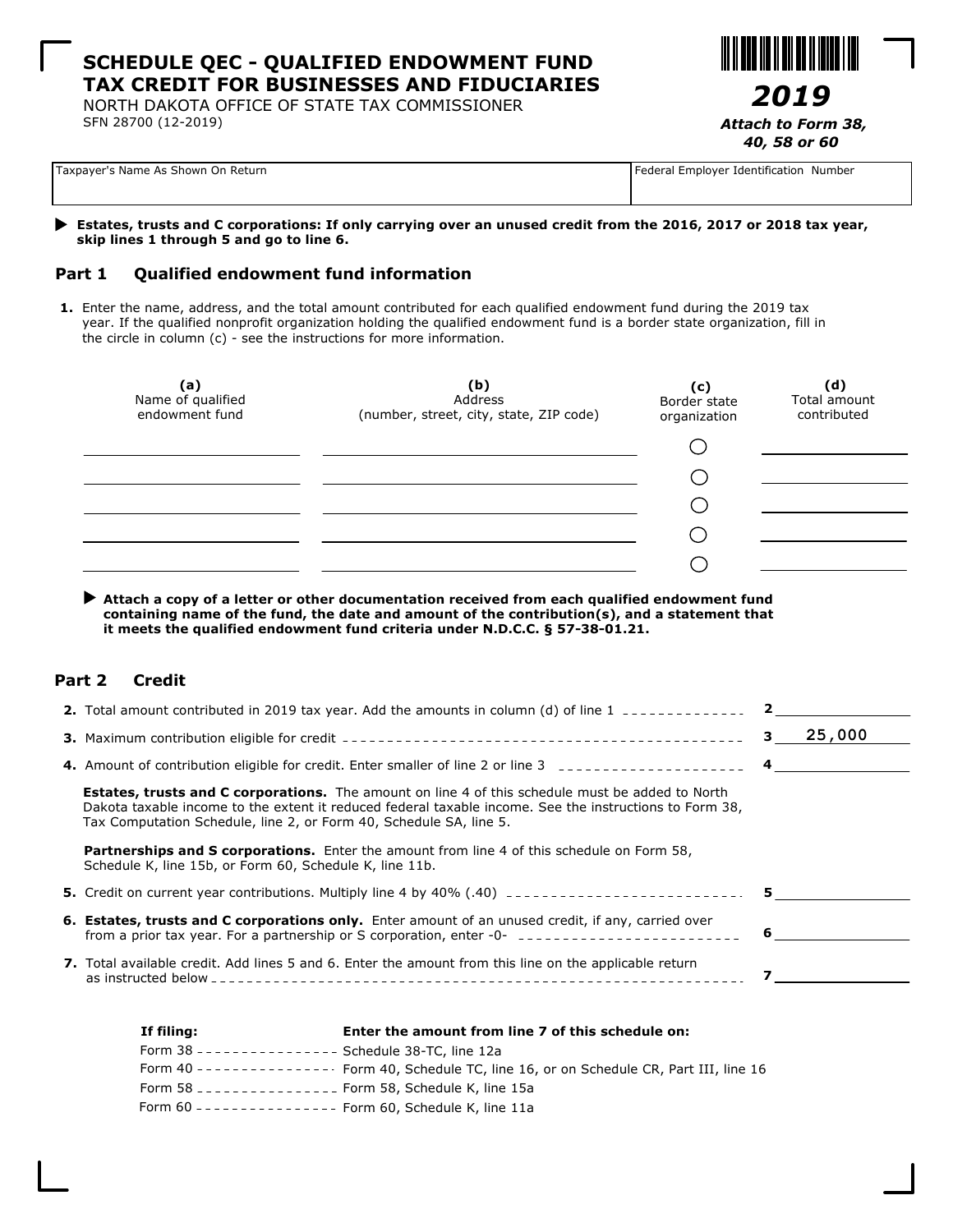# SCHEDULE QEC - QUALIFIED ENDOWMENT FUND TAX CREDIT FOR BUSINESSES AND FIDUCIARIES

NORTH DAKOTA OFFICE OF STATE TAX COMMISSIONER
SFN 28700 (12-2019)

**2019**

***Attach to Form 38, 40, 58 or 60***

| Taxpayer's Name As Shown On Return | Federal Employer Identification Number |
|---|---|
| | |

▶ **Estates, trusts and C corporations: If only carrying over an unused credit from the 2016, 2017 or 2018 tax year, skip lines 1 through 5 and go to line 6.**

## Part 1 Qualified endowment fund information

**1.** Enter the name, address, and the total amount contributed for each qualified endowment fund during the 2019 tax year. If the qualified nonprofit organization holding the qualified endowment fund is a border state organization, fill in the circle in column (c) - see the instructions for more information.

| (a) Name of qualified endowment fund | (b) Address (number, street, city, state, ZIP code) | (c) Border state organization | (d) Total amount contributed |
|---|---|---|---|
| | | ◯ | |
| | | ◯ | |
| | | ◯ | |
| | | ◯ | |
| | | ◯ | |

▶ **Attach a copy of a letter or other documentation received from each qualified endowment fund containing name of the fund, the date and amount of the contribution(s), and a statement that it meets the qualified endowment fund criteria under N.D.C.C. § 57-38-01.21.**

## Part 2 Credit

**2.** Total amount contributed in 2019 tax year. Add the amounts in column (d) of line 1 ............ **2** ________

**3.** Maximum contribution eligible for credit ............ **3** 25,000

**4.** Amount of contribution eligible for credit. Enter smaller of line 2 or line 3 ............ **4** ________

**Estates, trusts and C corporations.** The amount on line 4 of this schedule must be added to North Dakota taxable income to the extent it reduced federal taxable income. See the instructions to Form 38, Tax Computation Schedule, line 2, or Form 40, Schedule SA, line 5.

**Partnerships and S corporations.** Enter the amount from line 4 of this schedule on Form 58, Schedule K, line 15b, or Form 60, Schedule K, line 11b.

**5.** Credit on current year contributions. Multiply line 4 by 40% (.40) ............ **5** ________

**6. Estates, trusts and C corporations only.** Enter amount of an unused credit, if any, carried over from a prior tax year. For a partnership or S corporation, enter -0- ............ **6** ________

**7.** Total available credit. Add lines 5 and 6. Enter the amount from this line on the applicable return as instructed below ............ **7** ________

| If filing: | Enter the amount from line 7 of this schedule on: |
|---|---|
| Form 38 | Schedule 38-TC, line 12a |
| Form 40 | Form 40, Schedule TC, line 16, or on Schedule CR, Part III, line 16 |
| Form 58 | Form 58, Schedule K, line 15a |
| Form 60 | Form 60, Schedule K, line 11a |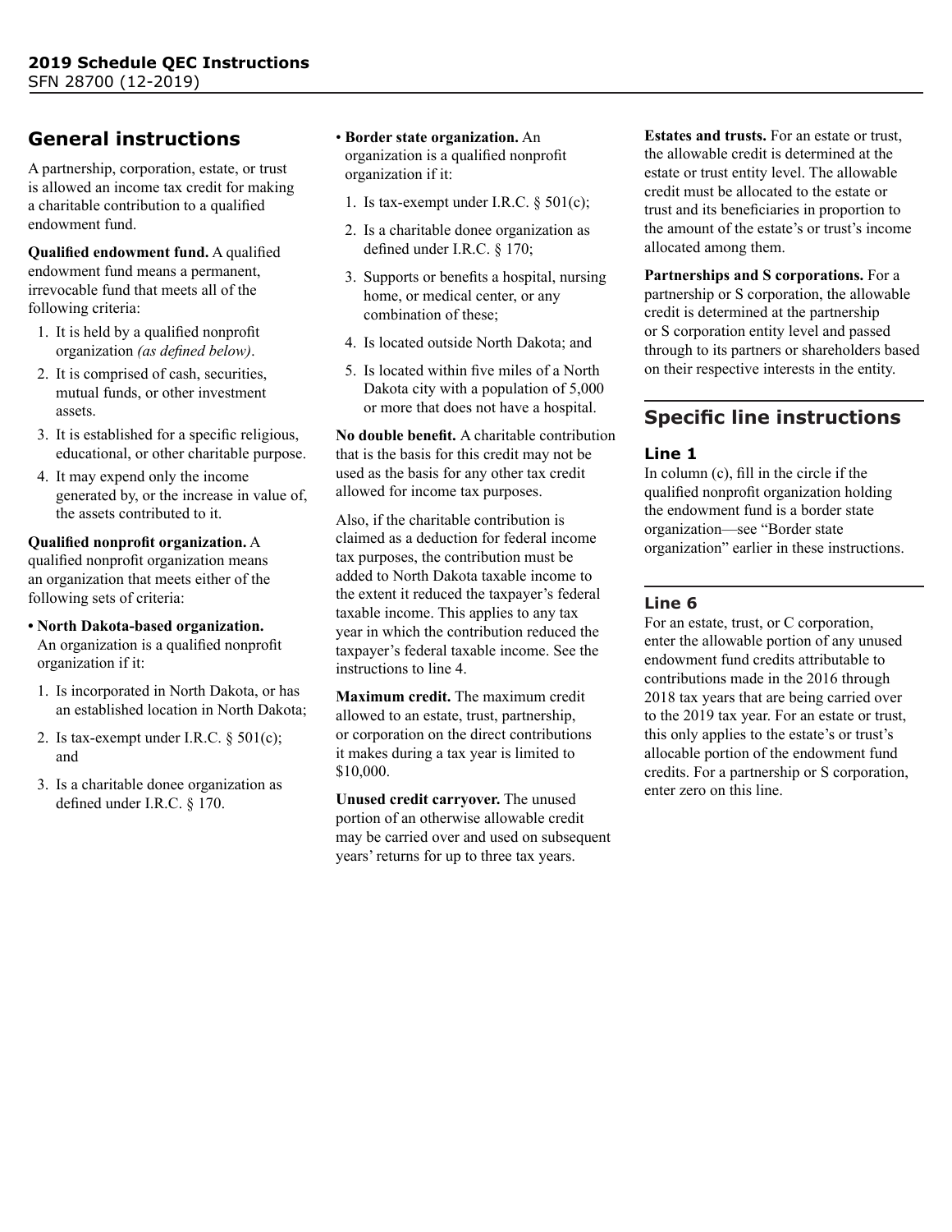## General instructions

A partnership, corporation, estate, or trust is allowed an income tax credit for making a charitable contribution to a qualified endowment fund.

**Qualified endowment fund.** A qualified endowment fund means a permanent, irrevocable fund that meets all of the following criteria:

1. It is held by a qualified nonprofit organization *(as defined below)*.
2. It is comprised of cash, securities, mutual funds, or other investment assets.
3. It is established for a specific religious, educational, or other charitable purpose.
4. It may expend only the income generated by, or the increase in value of, the assets contributed to it.

**Qualified nonprofit organization.** A qualified nonprofit organization means an organization that meets either of the following sets of criteria:

- **North Dakota-based organization.** An organization is a qualified nonprofit organization if it:
  1. Is incorporated in North Dakota, or has an established location in North Dakota;
  2. Is tax-exempt under I.R.C. § 501(c); and
  3. Is a charitable donee organization as defined under I.R.C. § 170.
- **Border state organization.** An organization is a qualified nonprofit organization if it:
  1. Is tax-exempt under I.R.C. § 501(c);
  2. Is a charitable donee organization as defined under I.R.C. § 170;
  3. Supports or benefits a hospital, nursing home, or medical center, or any combination of these;
  4. Is located outside North Dakota; and
  5. Is located within five miles of a North Dakota city with a population of 5,000 or more that does not have a hospital.

**No double benefit.** A charitable contribution that is the basis for this credit may not be used as the basis for any other tax credit allowed for income tax purposes.

Also, if the charitable contribution is claimed as a deduction for federal income tax purposes, the contribution must be added to North Dakota taxable income to the extent it reduced the taxpayer's federal taxable income. This applies to any tax year in which the contribution reduced the taxpayer's federal taxable income. See the instructions to line 4.

**Maximum credit.** The maximum credit allowed to an estate, trust, partnership, or corporation on the direct contributions it makes during a tax year is limited to $10,000.

**Unused credit carryover.** The unused portion of an otherwise allowable credit may be carried over and used on subsequent years' returns for up to three tax years.

**Estates and trusts.** For an estate or trust, the allowable credit is determined at the estate or trust entity level. The allowable credit must be allocated to the estate or trust and its beneficiaries in proportion to the amount of the estate's or trust's income allocated among them.

**Partnerships and S corporations.** For a partnership or S corporation, the allowable credit is determined at the partnership or S corporation entity level and passed through to its partners or shareholders based on their respective interests in the entity.

## Specific line instructions

### Line 1

In column (c), fill in the circle if the qualified nonprofit organization holding the endowment fund is a border state organization—see "Border state organization" earlier in these instructions.

### Line 6

For an estate, trust, or C corporation, enter the allowable portion of any unused endowment fund credits attributable to contributions made in the 2016 through 2018 tax years that are being carried over to the 2019 tax year. For an estate or trust, this only applies to the estate's or trust's allocable portion of the endowment fund credits. For a partnership or S corporation, enter zero on this line.